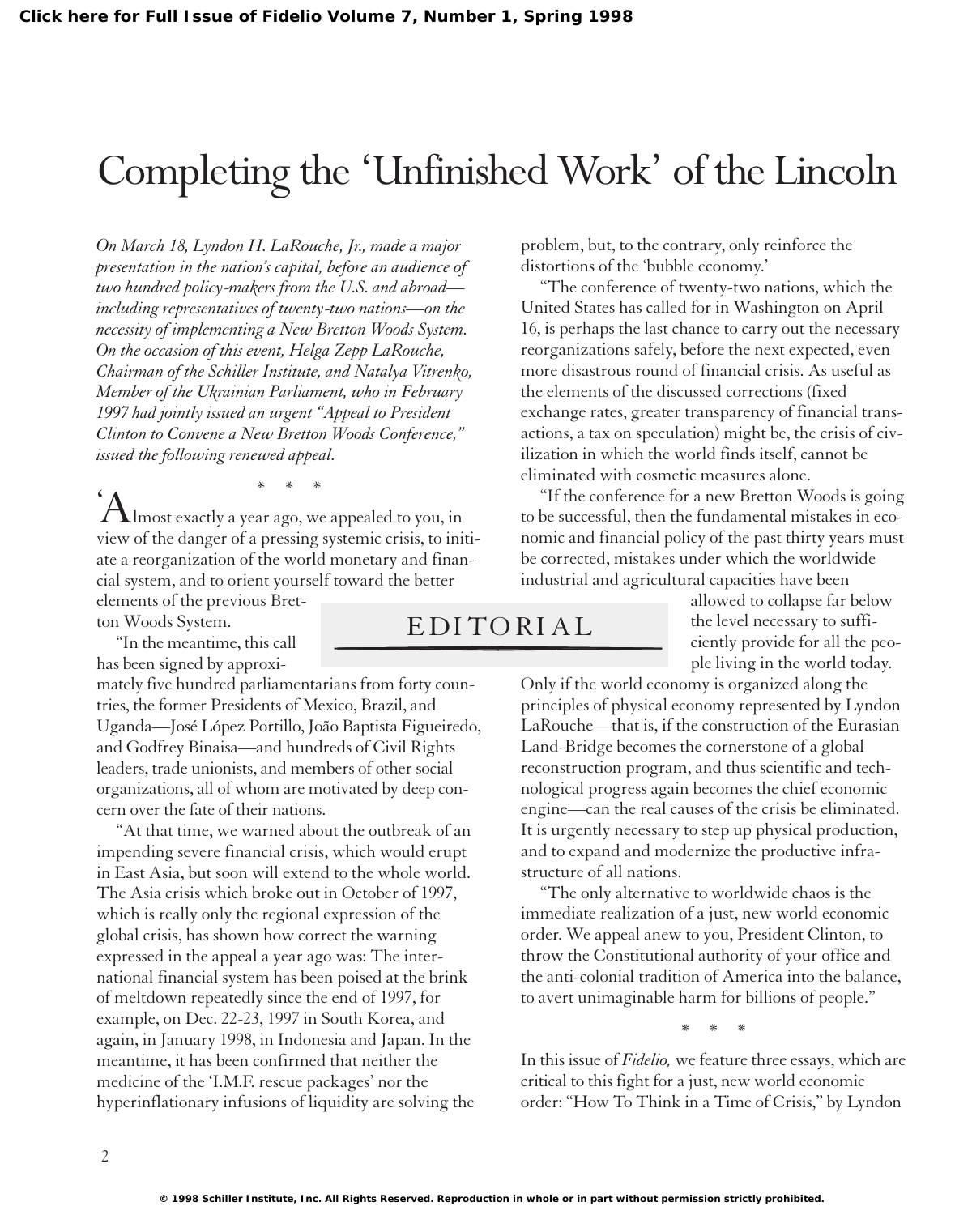# Completing the 'Unfinished Work' of the Lincoln

EDITORIAL

*On March 18, Lyndon H. LaRouche, Jr., made a major presentation in the nation's capital, before an audience of two hundred policy-makers from the U.S. and abroad—including representatives of twenty-two nations—on the necessity of implementing a New Bretton Woods System. On the occasion of this event, Helga Zepp LaRouche, Chairman of the Schiller Institute, and Natalya Vitrenko, Member of the Ukrainian Parliament, who in February 1997 had jointly issued an urgent "Appeal to President Clinton to Convene a New Bretton Woods Conference," issued the following renewed appeal.*

\* \* \*

'Almost exactly a year ago, we appealed to you, in view of the danger of a pressing systemic crisis, to initiate a reorganization of the world monetary and financial system, and to orient yourself toward the better elements of the previous Bretton Woods System.

"In the meantime, this call has been signed by approximately five hundred parliamentarians from forty countries, the former Presidents of Mexico, Brazil, and Uganda—José López Portillo, João Baptista Figueiredo, and Godfrey Binaisa—and hundreds of Civil Rights leaders, trade unionists, and members of other social organizations, all of whom are motivated by deep concern over the fate of their nations.

"At that time, we warned about the outbreak of an impending severe financial crisis, which would erupt in East Asia, but soon will extend to the whole world. The Asia crisis which broke out in October of 1997, which is really only the regional expression of the global crisis, has shown how correct the warning expressed in the appeal a year ago was: The international financial system has been poised at the brink of meltdown repeatedly since the end of 1997, for example, on Dec. 22-23, 1997 in South Korea, and again, in January 1998, in Indonesia and Japan. In the meantime, it has been confirmed that neither the medicine of the 'I.M.F. rescue packages' nor the hyperinflationary infusions of liquidity are solving the problem, but, to the contrary, only reinforce the distortions of the 'bubble economy.'

"The conference of twenty-two nations, which the United States has called for in Washington on April 16, is perhaps the last chance to carry out the necessary reorganizations safely, before the next expected, even more disastrous round of financial crisis. As useful as the elements of the discussed corrections (fixed exchange rates, greater transparency of financial transactions, a tax on speculation) might be, the crisis of civilization in which the world finds itself, cannot be eliminated with cosmetic measures alone.

"If the conference for a new Bretton Woods is going to be successful, then the fundamental mistakes in economic and financial policy of the past thirty years must be corrected, mistakes under which the worldwide industrial and agricultural capacities have been allowed to collapse far below the level necessary to sufficiently provide for all the people living in the world today. Only if the world economy is organized along the principles of physical economy represented by Lyndon LaRouche—that is, if the construction of the Eurasian Land-Bridge becomes the cornerstone of a global reconstruction program, and thus scientific and technological progress again becomes the chief economic engine—can the real causes of the crisis be eliminated. It is urgently necessary to step up physical production, and to expand and modernize the productive infrastructure of all nations.

"The only alternative to worldwide chaos is the immediate realization of a just, new world economic order. We appeal anew to you, President Clinton, to throw the Constitutional authority of your office and the anti-colonial tradition of America into the balance, to avert unimaginable harm for billions of people."

\* \* \*

In this issue of *Fidelio,* we feature three essays, which are critical to this fight for a just, new world economic order: "How To Think in a Time of Crisis," by Lyndon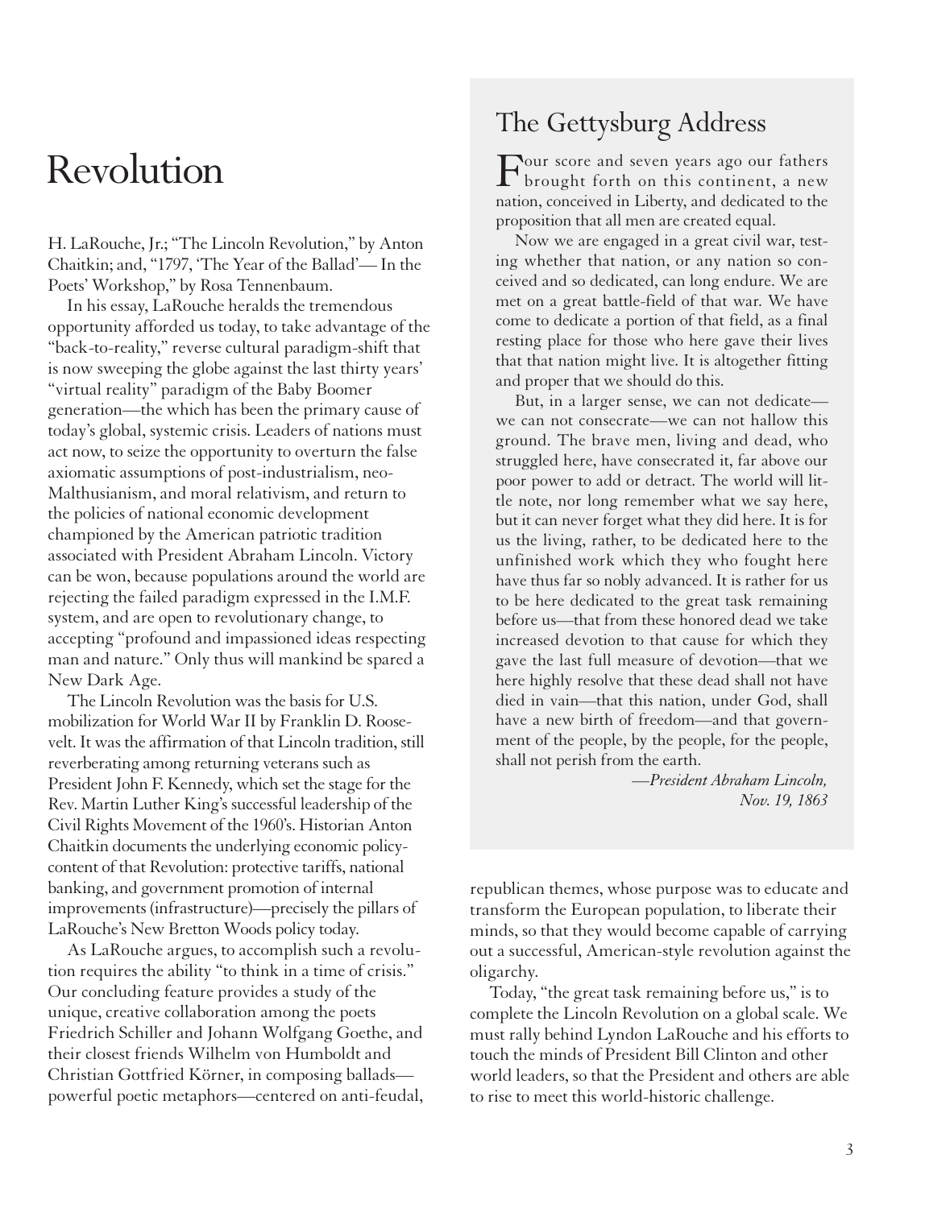# Revolution

H. LaRouche, Jr.; "The Lincoln Revolution," by Anton Chaitkin; and, "1797, 'The Year of the Ballad'— In the Poets' Workshop," by Rosa Tennenbaum.

In his essay, LaRouche heralds the tremendous opportunity afforded us today, to take advantage of the "back-to-reality," reverse cultural paradigm-shift that is now sweeping the globe against the last thirty years' "virtual reality" paradigm of the Baby Boomer generation—the which has been the primary cause of today's global, systemic crisis. Leaders of nations must act now, to seize the opportunity to overturn the false axiomatic assumptions of post-industrialism, neo-Malthusianism, and moral relativism, and return to the policies of national economic development championed by the American patriotic tradition associated with President Abraham Lincoln. Victory can be won, because populations around the world are rejecting the failed paradigm expressed in the I.M.F. system, and are open to revolutionary change, to accepting "profound and impassioned ideas respecting man and nature." Only thus will mankind be spared a New Dark Age.

The Lincoln Revolution was the basis for U.S. mobilization for World War II by Franklin D. Roosevelt. It was the affirmation of that Lincoln tradition, still reverberating among returning veterans such as President John F. Kennedy, which set the stage for the Rev. Martin Luther King's successful leadership of the Civil Rights Movement of the 1960's. Historian Anton Chaitkin documents the underlying economic policy-content of that Revolution: protective tariffs, national banking, and government promotion of internal improvements (infrastructure)—precisely the pillars of LaRouche's New Bretton Woods policy today.

As LaRouche argues, to accomplish such a revolution requires the ability "to think in a time of crisis." Our concluding feature provides a study of the unique, creative collaboration among the poets Friedrich Schiller and Johann Wolfgang Goethe, and their closest friends Wilhelm von Humboldt and Christian Gottfried Körner, in composing ballads—powerful poetic metaphors—centered on anti-feudal, republican themes, whose purpose was to educate and transform the European population, to liberate their minds, so that they would become capable of carrying out a successful, American-style revolution against the oligarchy.

Today, "the great task remaining before us," is to complete the Lincoln Revolution on a global scale. We must rally behind Lyndon LaRouche and his efforts to touch the minds of President Bill Clinton and other world leaders, so that the President and others are able to rise to meet this world-historic challenge.

## The Gettysburg Address

Four score and seven years ago our fathers brought forth on this continent, a new nation, conceived in Liberty, and dedicated to the proposition that all men are created equal.

Now we are engaged in a great civil war, testing whether that nation, or any nation so conceived and so dedicated, can long endure. We are met on a great battle-field of that war. We have come to dedicate a portion of that field, as a final resting place for those who here gave their lives that that nation might live. It is altogether fitting and proper that we should do this.

But, in a larger sense, we can not dedicate—we can not consecrate—we can not hallow this ground. The brave men, living and dead, who struggled here, have consecrated it, far above our poor power to add or detract. The world will little note, nor long remember what we say here, but it can never forget what they did here. It is for us the living, rather, to be dedicated here to the unfinished work which they who fought here have thus far so nobly advanced. It is rather for us to be here dedicated to the great task remaining before us—that from these honored dead we take increased devotion to that cause for which they gave the last full measure of devotion—that we here highly resolve that these dead shall not have died in vain—that this nation, under God, shall have a new birth of freedom—and that government of the people, by the people, for the people, shall not perish from the earth.

*—President Abraham Lincoln, Nov. 19, 1863*